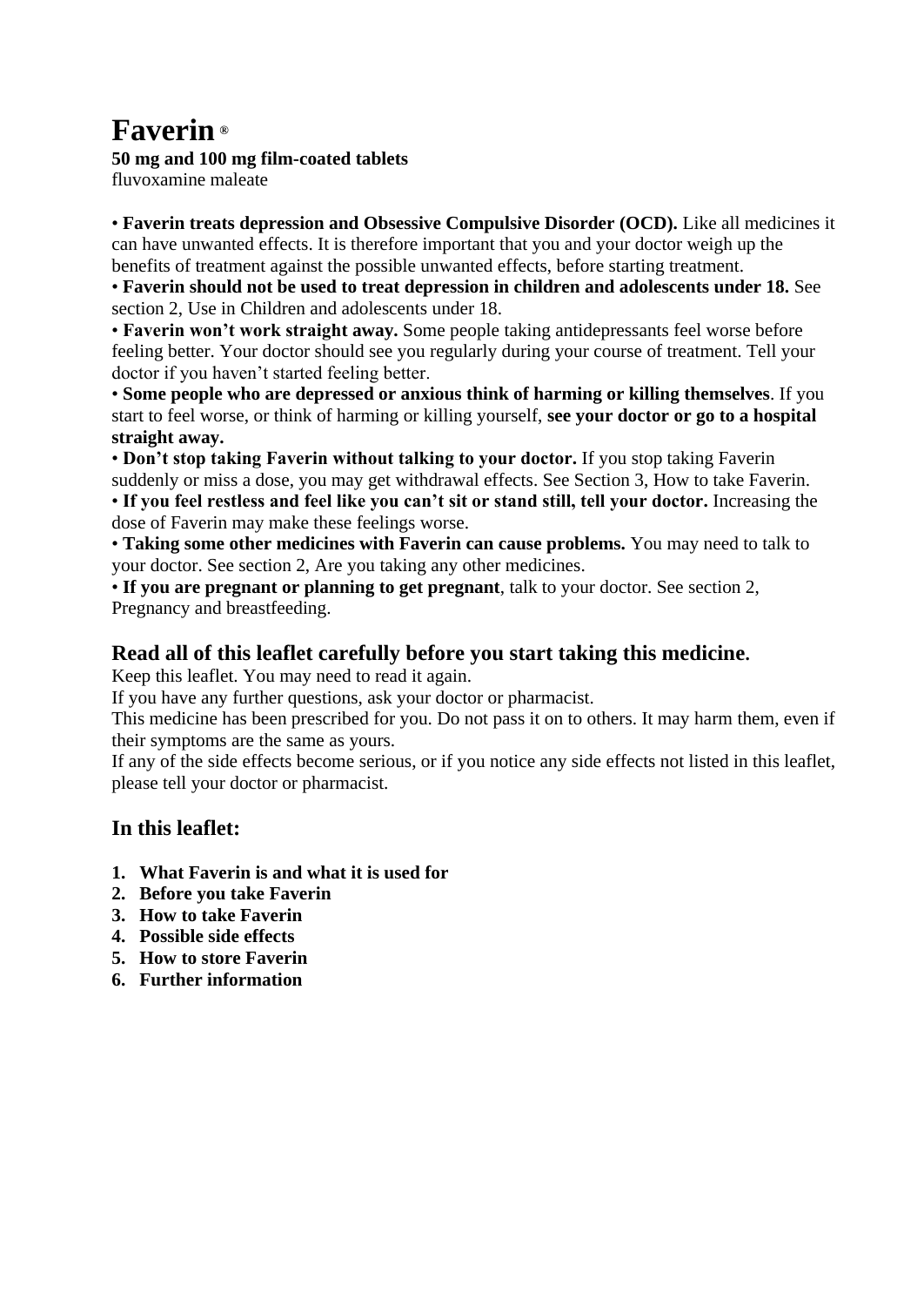# Faverin ®

**50 mg and 100 mg film-coated tablets**
fluvoxamine maleate

- **Faverin treats depression and Obsessive Compulsive Disorder (OCD).** Like all medicines it can have unwanted effects. It is therefore important that you and your doctor weigh up the benefits of treatment against the possible unwanted effects, before starting treatment.
- **Faverin should not be used to treat depression in children and adolescents under 18.** See section 2, Use in Children and adolescents under 18.
- **Faverin won't work straight away.** Some people taking antidepressants feel worse before feeling better. Your doctor should see you regularly during your course of treatment. Tell your doctor if you haven't started feeling better.
- **Some people who are depressed or anxious think of harming or killing themselves**. If you start to feel worse, or think of harming or killing yourself, **see your doctor or go to a hospital straight away.**
- **Don't stop taking Faverin without talking to your doctor.** If you stop taking Faverin suddenly or miss a dose, you may get withdrawal effects. See Section 3, How to take Faverin.
- **If you feel restless and feel like you can't sit or stand still, tell your doctor.** Increasing the dose of Faverin may make these feelings worse.
- **Taking some other medicines with Faverin can cause problems.** You may need to talk to your doctor. See section 2, Are you taking any other medicines.
- **If you are pregnant or planning to get pregnant**, talk to your doctor. See section 2, Pregnancy and breastfeeding.

## Read all of this leaflet carefully before you start taking this medicine.

Keep this leaflet. You may need to read it again.
If you have any further questions, ask your doctor or pharmacist.
This medicine has been prescribed for you. Do not pass it on to others. It may harm them, even if their symptoms are the same as yours.
If any of the side effects become serious, or if you notice any side effects not listed in this leaflet, please tell your doctor or pharmacist.

## In this leaflet:

1. **What Faverin is and what it is used for**
2. **Before you take Faverin**
3. **How to take Faverin**
4. **Possible side effects**
5. **How to store Faverin**
6. **Further information**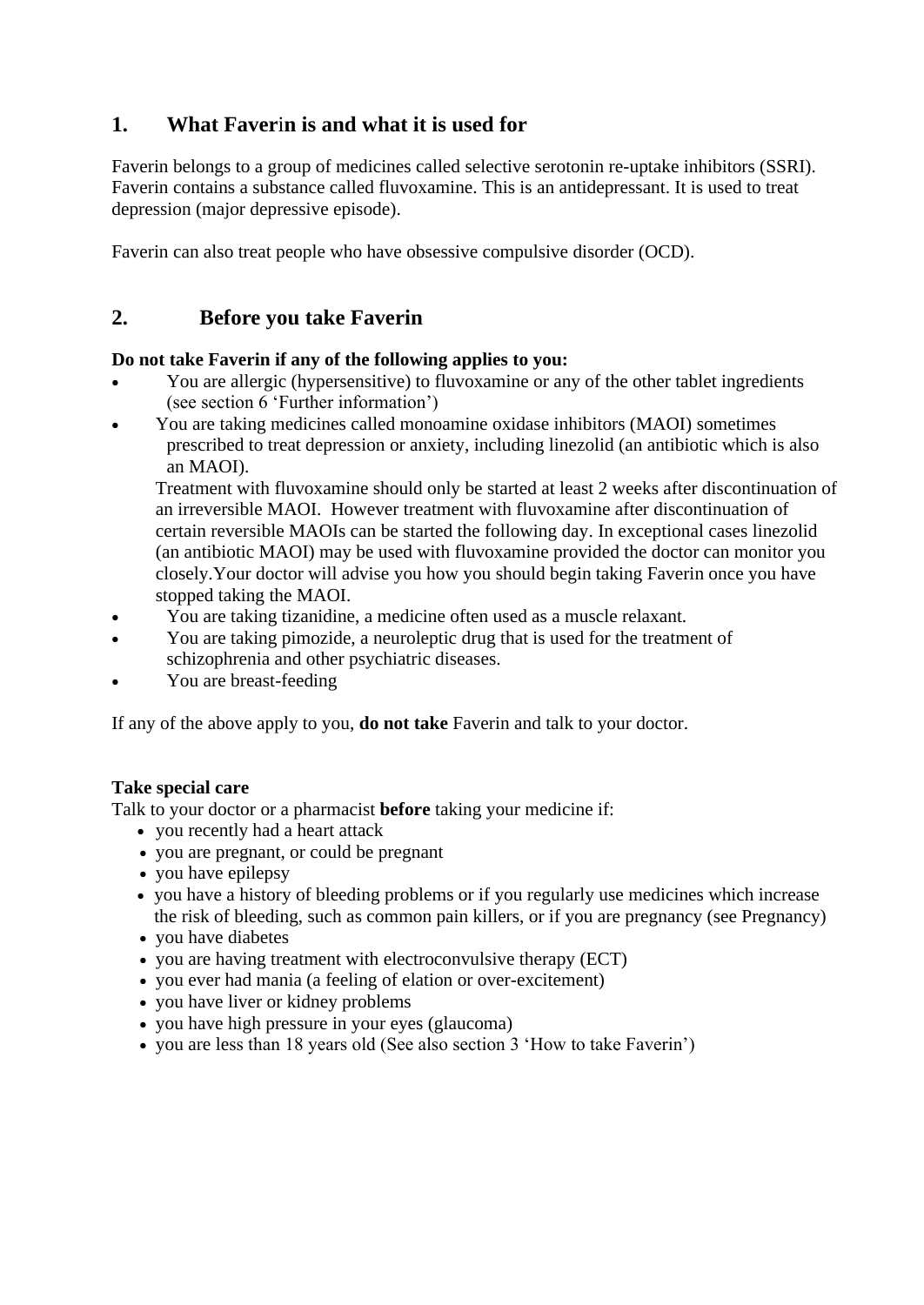## 1. What Faverin is and what it is used for

Faverin belongs to a group of medicines called selective serotonin re-uptake inhibitors (SSRI). Faverin contains a substance called fluvoxamine. This is an antidepressant. It is used to treat depression (major depressive episode).

Faverin can also treat people who have obsessive compulsive disorder (OCD).

## 2. Before you take Faverin

**Do not take Faverin if any of the following applies to you:**

- You are allergic (hypersensitive) to fluvoxamine or any of the other tablet ingredients (see section 6 'Further information')
- You are taking medicines called monoamine oxidase inhibitors (MAOI) sometimes prescribed to treat depression or anxiety, including linezolid (an antibiotic which is also an MAOI).
  Treatment with fluvoxamine should only be started at least 2 weeks after discontinuation of an irreversible MAOI. However treatment with fluvoxamine after discontinuation of certain reversible MAOIs can be started the following day. In exceptional cases linezolid (an antibiotic MAOI) may be used with fluvoxamine provided the doctor can monitor you closely.Your doctor will advise you how you should begin taking Faverin once you have stopped taking the MAOI.
- You are taking tizanidine, a medicine often used as a muscle relaxant.
- You are taking pimozide, a neuroleptic drug that is used for the treatment of schizophrenia and other psychiatric diseases.
- You are breast-feeding

If any of the above apply to you, **do not take** Faverin and talk to your doctor.

**Take special care**

Talk to your doctor or a pharmacist **before** taking your medicine if:

- you recently had a heart attack
- you are pregnant, or could be pregnant
- you have epilepsy
- you have a history of bleeding problems or if you regularly use medicines which increase the risk of bleeding, such as common pain killers, or if you are pregnancy (see Pregnancy)
- you have diabetes
- you are having treatment with electroconvulsive therapy (ECT)
- you ever had mania (a feeling of elation or over-excitement)
- you have liver or kidney problems
- you have high pressure in your eyes (glaucoma)
- you are less than 18 years old (See also section 3 'How to take Faverin')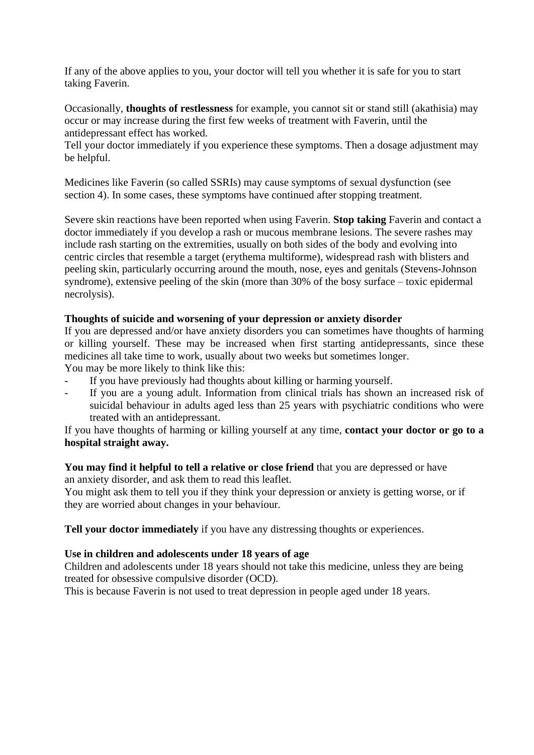If any of the above applies to you, your doctor will tell you whether it is safe for you to start taking Faverin.

Occasionally, **thoughts of restlessness** for example, you cannot sit or stand still (akathisia) may occur or may increase during the first few weeks of treatment with Faverin, until the antidepressant effect has worked.
Tell your doctor immediately if you experience these symptoms. Then a dosage adjustment may be helpful.

Medicines like Faverin (so called SSRIs) may cause symptoms of sexual dysfunction (see section 4). In some cases, these symptoms have continued after stopping treatment.

Severe skin reactions have been reported when using Faverin. **Stop taking** Faverin and contact a doctor immediately if you develop a rash or mucous membrane lesions. The severe rashes may include rash starting on the extremities, usually on both sides of the body and evolving into centric circles that resemble a target (erythema multiforme), widespread rash with blisters and peeling skin, particularly occurring around the mouth, nose, eyes and genitals (Stevens-Johnson syndrome), extensive peeling of the skin (more than 30% of the bosy surface – toxic epidermal necrolysis).

**Thoughts of suicide and worsening of your depression or anxiety disorder**
If you are depressed and/or have anxiety disorders you can sometimes have thoughts of harming or killing yourself. These may be increased when first starting antidepressants, since these medicines all take time to work, usually about two weeks but sometimes longer.
You may be more likely to think like this:

- If you have previously had thoughts about killing or harming yourself.
- If you are a young adult. Information from clinical trials has shown an increased risk of suicidal behaviour in adults aged less than 25 years with psychiatric conditions who were treated with an antidepressant.

If you have thoughts of harming or killing yourself at any time, **contact your doctor or go to a hospital straight away.**

**You may find it helpful to tell a relative or close friend** that you are depressed or have an anxiety disorder, and ask them to read this leaflet.
You might ask them to tell you if they think your depression or anxiety is getting worse, or if they are worried about changes in your behaviour.

**Tell your doctor immediately** if you have any distressing thoughts or experiences.

**Use in children and adolescents under 18 years of age**
Children and adolescents under 18 years should not take this medicine, unless they are being treated for obsessive compulsive disorder (OCD).
This is because Faverin is not used to treat depression in people aged under 18 years.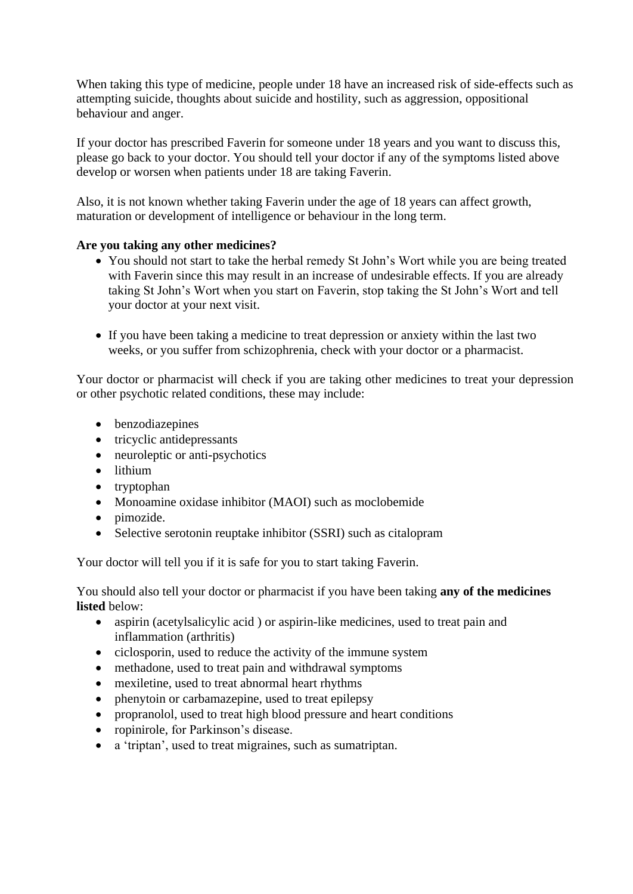When taking this type of medicine, people under 18 have an increased risk of side-effects such as attempting suicide, thoughts about suicide and hostility, such as aggression, oppositional behaviour and anger.

If your doctor has prescribed Faverin for someone under 18 years and you want to discuss this, please go back to your doctor. You should tell your doctor if any of the symptoms listed above develop or worsen when patients under 18 are taking Faverin.

Also, it is not known whether taking Faverin under the age of 18 years can affect growth, maturation or development of intelligence or behaviour in the long term.

**Are you taking any other medicines?**

- You should not start to take the herbal remedy St John's Wort while you are being treated with Faverin since this may result in an increase of undesirable effects. If you are already taking St John's Wort when you start on Faverin, stop taking the St John's Wort and tell your doctor at your next visit.

- If you have been taking a medicine to treat depression or anxiety within the last two weeks, or you suffer from schizophrenia, check with your doctor or a pharmacist.

Your doctor or pharmacist will check if you are taking other medicines to treat your depression or other psychotic related conditions, these may include:

- benzodiazepines
- tricyclic antidepressants
- neuroleptic or anti-psychotics
- lithium
- tryptophan
- Monoamine oxidase inhibitor (MAOI) such as moclobemide
- pimozide.
- Selective serotonin reuptake inhibitor (SSRI) such as citalopram

Your doctor will tell you if it is safe for you to start taking Faverin.

You should also tell your doctor or pharmacist if you have been taking **any of the medicines listed** below:

- aspirin (acetylsalicylic acid ) or aspirin-like medicines, used to treat pain and inflammation (arthritis)
- ciclosporin, used to reduce the activity of the immune system
- methadone, used to treat pain and withdrawal symptoms
- mexiletine, used to treat abnormal heart rhythms
- phenytoin or carbamazepine, used to treat epilepsy
- propranolol, used to treat high blood pressure and heart conditions
- ropinirole, for Parkinson's disease.
- a 'triptan', used to treat migraines, such as sumatriptan.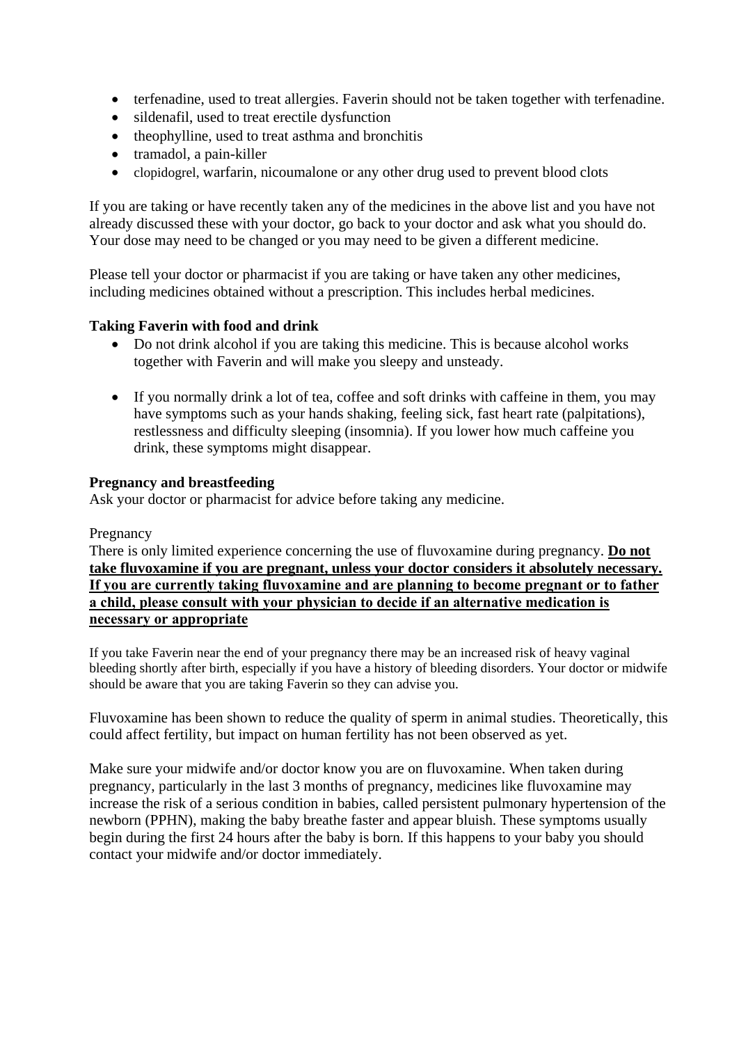- terfenadine, used to treat allergies. Faverin should not be taken together with terfenadine.
- sildenafil, used to treat erectile dysfunction
- theophylline, used to treat asthma and bronchitis
- tramadol, a pain-killer
- clopidogrel, warfarin, nicoumalone or any other drug used to prevent blood clots

If you are taking or have recently taken any of the medicines in the above list and you have not already discussed these with your doctor, go back to your doctor and ask what you should do. Your dose may need to be changed or you may need to be given a different medicine.

Please tell your doctor or pharmacist if you are taking or have taken any other medicines, including medicines obtained without a prescription. This includes herbal medicines.

**Taking Faverin with food and drink**

- Do not drink alcohol if you are taking this medicine. This is because alcohol works together with Faverin and will make you sleepy and unsteady.
- If you normally drink a lot of tea, coffee and soft drinks with caffeine in them, you may have symptoms such as your hands shaking, feeling sick, fast heart rate (palpitations), restlessness and difficulty sleeping (insomnia). If you lower how much caffeine you drink, these symptoms might disappear.

**Pregnancy and breastfeeding**

Ask your doctor or pharmacist for advice before taking any medicine.

Pregnancy

There is only limited experience concerning the use of fluvoxamine during pregnancy. **Do not take fluvoxamine if you are pregnant, unless your doctor considers it absolutely necessary. If you are currently taking fluvoxamine and are planning to become pregnant or to father a child, please consult with your physician to decide if an alternative medication is necessary or appropriate**

If you take Faverin near the end of your pregnancy there may be an increased risk of heavy vaginal bleeding shortly after birth, especially if you have a history of bleeding disorders. Your doctor or midwife should be aware that you are taking Faverin so they can advise you.

Fluvoxamine has been shown to reduce the quality of sperm in animal studies. Theoretically, this could affect fertility, but impact on human fertility has not been observed as yet.

Make sure your midwife and/or doctor know you are on fluvoxamine. When taken during pregnancy, particularly in the last 3 months of pregnancy, medicines like fluvoxamine may increase the risk of a serious condition in babies, called persistent pulmonary hypertension of the newborn (PPHN), making the baby breathe faster and appear bluish. These symptoms usually begin during the first 24 hours after the baby is born. If this happens to your baby you should contact your midwife and/or doctor immediately.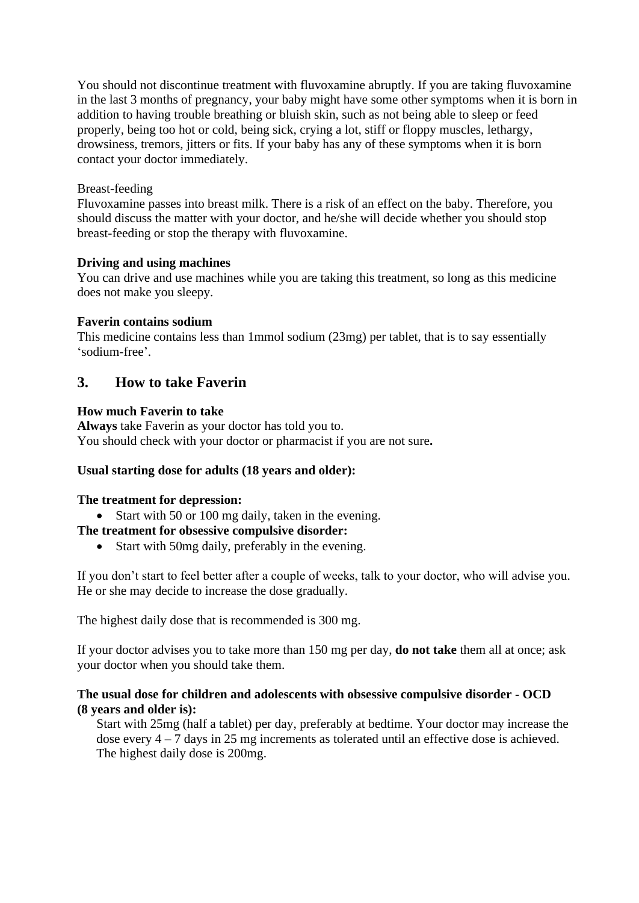You should not discontinue treatment with fluvoxamine abruptly. If you are taking fluvoxamine in the last 3 months of pregnancy, your baby might have some other symptoms when it is born in addition to having trouble breathing or bluish skin, such as not being able to sleep or feed properly, being too hot or cold, being sick, crying a lot, stiff or floppy muscles, lethargy, drowsiness, tremors, jitters or fits. If your baby has any of these symptoms when it is born contact your doctor immediately.

Breast-feeding
Fluvoxamine passes into breast milk. There is a risk of an effect on the baby. Therefore, you should discuss the matter with your doctor, and he/she will decide whether you should stop breast-feeding or stop the therapy with fluvoxamine.

**Driving and using machines**
You can drive and use machines while you are taking this treatment, so long as this medicine does not make you sleepy.

**Faverin contains sodium**
This medicine contains less than 1mmol sodium (23mg) per tablet, that is to say essentially 'sodium-free'.

## 3. How to take Faverin

**How much Faverin to take**
**Always** take Faverin as your doctor has told you to.
You should check with your doctor or pharmacist if you are not sure**.**

**Usual starting dose for adults (18 years and older):**

**The treatment for depression:**

- Start with 50 or 100 mg daily, taken in the evening.

**The treatment for obsessive compulsive disorder:**

- Start with 50mg daily, preferably in the evening.

If you don't start to feel better after a couple of weeks, talk to your doctor, who will advise you. He or she may decide to increase the dose gradually.

The highest daily dose that is recommended is 300 mg.

If your doctor advises you to take more than 150 mg per day, **do not take** them all at once; ask your doctor when you should take them.

**The usual dose for children and adolescents with obsessive compulsive disorder - OCD (8 years and older is):**

Start with 25mg (half a tablet) per day, preferably at bedtime. Your doctor may increase the dose every 4 – 7 days in 25 mg increments as tolerated until an effective dose is achieved. The highest daily dose is 200mg.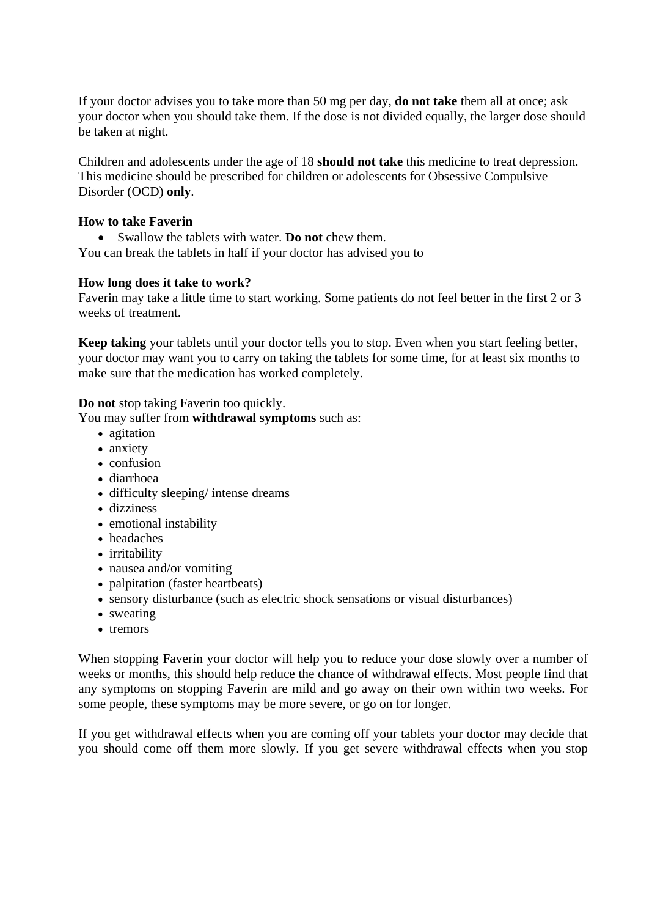If your doctor advises you to take more than 50 mg per day, **do not take** them all at once; ask your doctor when you should take them. If the dose is not divided equally, the larger dose should be taken at night.

Children and adolescents under the age of 18 **should not take** this medicine to treat depression. This medicine should be prescribed for children or adolescents for Obsessive Compulsive Disorder (OCD) **only**.

**How to take Faverin**

- Swallow the tablets with water. **Do not** chew them.

You can break the tablets in half if your doctor has advised you to

**How long does it take to work?**

Faverin may take a little time to start working. Some patients do not feel better in the first 2 or 3 weeks of treatment.

**Keep taking** your tablets until your doctor tells you to stop. Even when you start feeling better, your doctor may want you to carry on taking the tablets for some time, for at least six months to make sure that the medication has worked completely.

**Do not** stop taking Faverin too quickly.
You may suffer from **withdrawal symptoms** such as:

- agitation
- anxiety
- confusion
- diarrhoea
- difficulty sleeping/ intense dreams
- dizziness
- emotional instability
- headaches
- irritability
- nausea and/or vomiting
- palpitation (faster heartbeats)
- sensory disturbance (such as electric shock sensations or visual disturbances)
- sweating
- tremors

When stopping Faverin your doctor will help you to reduce your dose slowly over a number of weeks or months, this should help reduce the chance of withdrawal effects. Most people find that any symptoms on stopping Faverin are mild and go away on their own within two weeks. For some people, these symptoms may be more severe, or go on for longer.

If you get withdrawal effects when you are coming off your tablets your doctor may decide that you should come off them more slowly. If you get severe withdrawal effects when you stop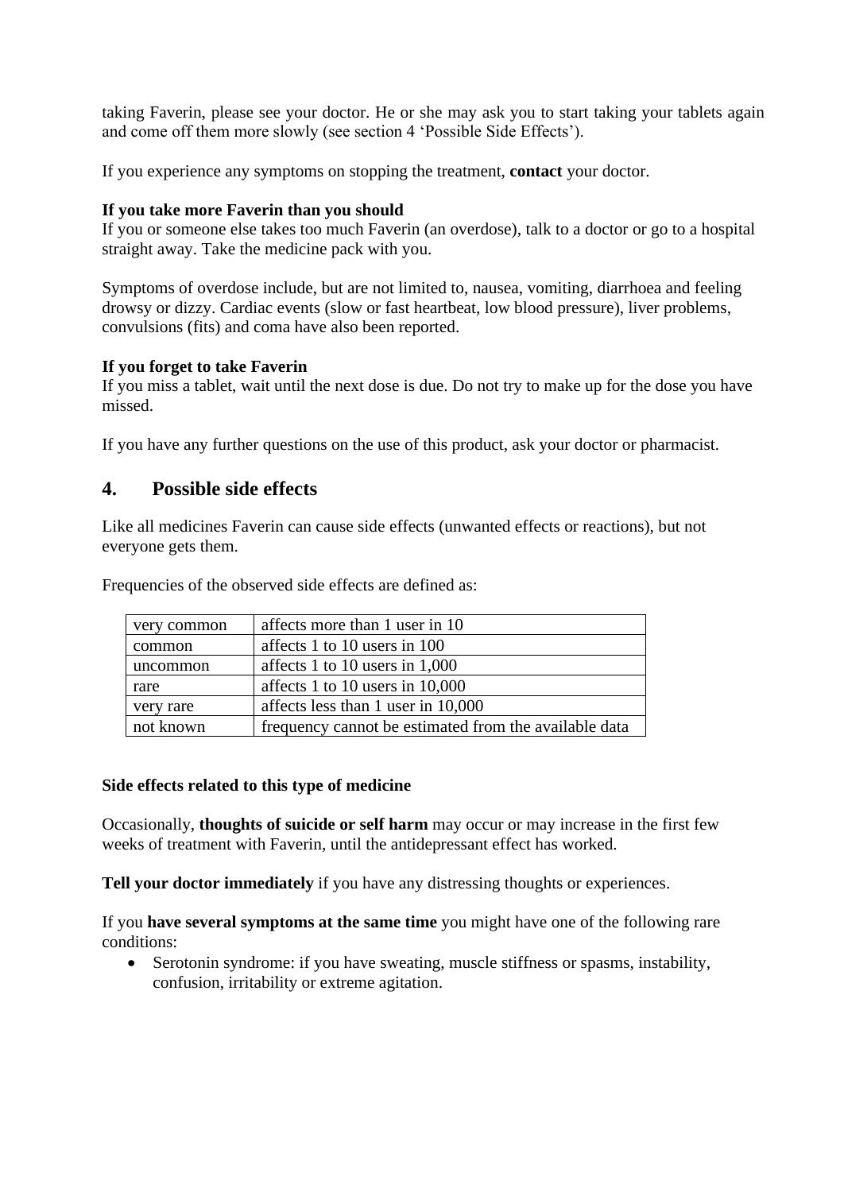taking Faverin, please see your doctor. He or she may ask you to start taking your tablets again and come off them more slowly (see section 4 'Possible Side Effects').

If you experience any symptoms on stopping the treatment, **contact** your doctor.

**If you take more Faverin than you should**
If you or someone else takes too much Faverin (an overdose), talk to a doctor or go to a hospital straight away. Take the medicine pack with you.

Symptoms of overdose include, but are not limited to, nausea, vomiting, diarrhoea and feeling drowsy or dizzy. Cardiac events (slow or fast heartbeat, low blood pressure), liver problems, convulsions (fits) and coma have also been reported.

**If you forget to take Faverin**
If you miss a tablet, wait until the next dose is due. Do not try to make up for the dose you have missed.

If you have any further questions on the use of this product, ask your doctor or pharmacist.

## 4. Possible side effects

Like all medicines Faverin can cause side effects (unwanted effects or reactions), but not everyone gets them.

Frequencies of the observed side effects are defined as:

| very common | affects more than 1 user in 10 |
|---|---|
| common | affects 1 to 10 users in 100 |
| uncommon | affects 1 to 10 users in 1,000 |
| rare | affects 1 to 10 users in 10,000 |
| very rare | affects less than 1 user in 10,000 |
| not known | frequency cannot be estimated from the available data |

**Side effects related to this type of medicine**

Occasionally, **thoughts of suicide or self harm** may occur or may increase in the first few weeks of treatment with Faverin, until the antidepressant effect has worked.

**Tell your doctor immediately** if you have any distressing thoughts or experiences.

If you **have several symptoms at the same time** you might have one of the following rare conditions:

- Serotonin syndrome: if you have sweating, muscle stiffness or spasms, instability, confusion, irritability or extreme agitation.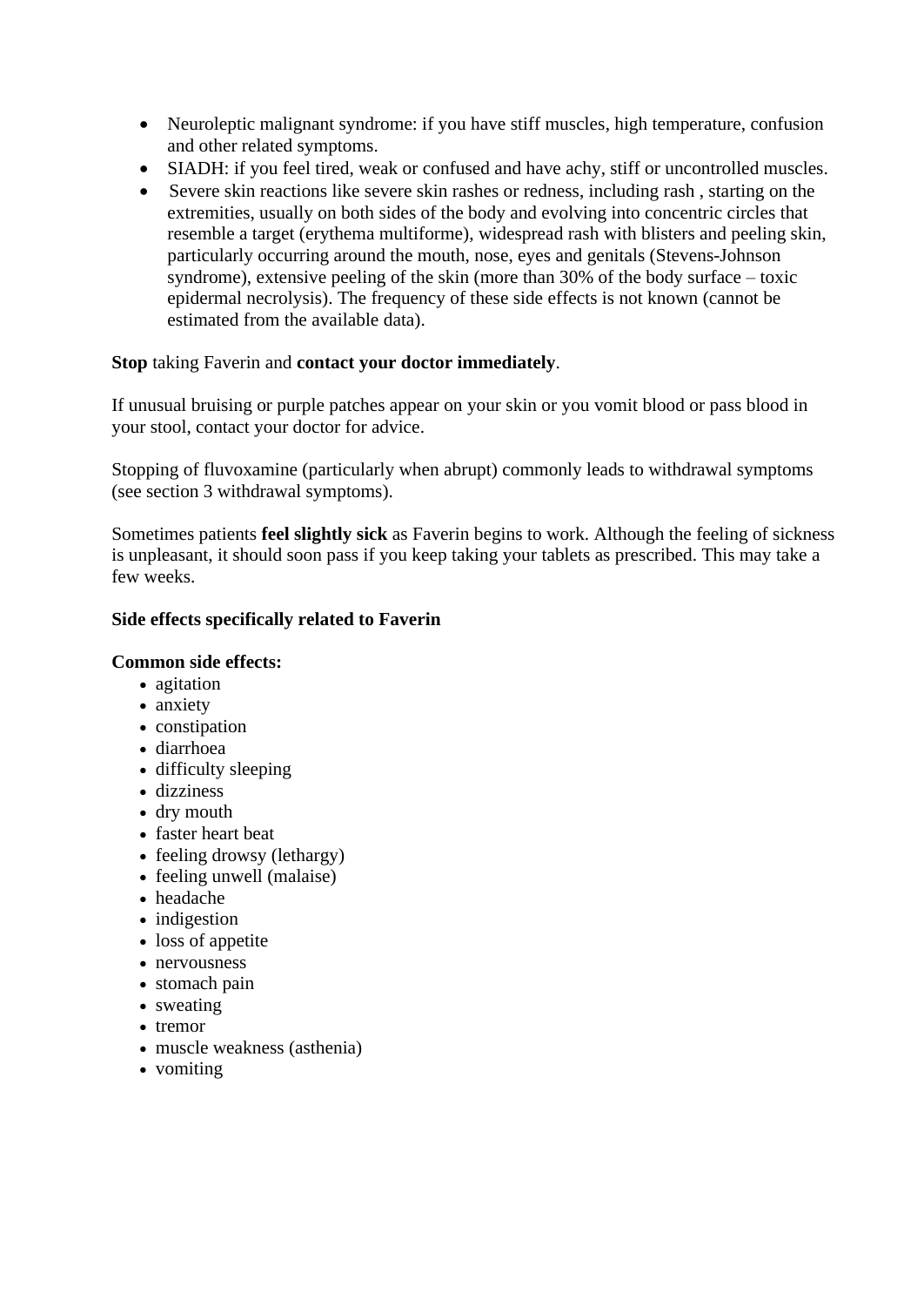- Neuroleptic malignant syndrome: if you have stiff muscles, high temperature, confusion and other related symptoms.
- SIADH: if you feel tired, weak or confused and have achy, stiff or uncontrolled muscles.
- Severe skin reactions like severe skin rashes or redness, including rash , starting on the extremities, usually on both sides of the body and evolving into concentric circles that resemble a target (erythema multiforme), widespread rash with blisters and peeling skin, particularly occurring around the mouth, nose, eyes and genitals (Stevens-Johnson syndrome), extensive peeling of the skin (more than 30% of the body surface – toxic epidermal necrolysis). The frequency of these side effects is not known (cannot be estimated from the available data).

**Stop** taking Faverin and **contact your doctor immediately**.

If unusual bruising or purple patches appear on your skin or you vomit blood or pass blood in your stool, contact your doctor for advice.

Stopping of fluvoxamine (particularly when abrupt) commonly leads to withdrawal symptoms (see section 3 withdrawal symptoms).

Sometimes patients **feel slightly sick** as Faverin begins to work. Although the feeling of sickness is unpleasant, it should soon pass if you keep taking your tablets as prescribed. This may take a few weeks.

**Side effects specifically related to Faverin**

**Common side effects:**

- agitation
- anxiety
- constipation
- diarrhoea
- difficulty sleeping
- dizziness
- dry mouth
- faster heart beat
- feeling drowsy (lethargy)
- feeling unwell (malaise)
- headache
- indigestion
- loss of appetite
- nervousness
- stomach pain
- sweating
- tremor
- muscle weakness (asthenia)
- vomiting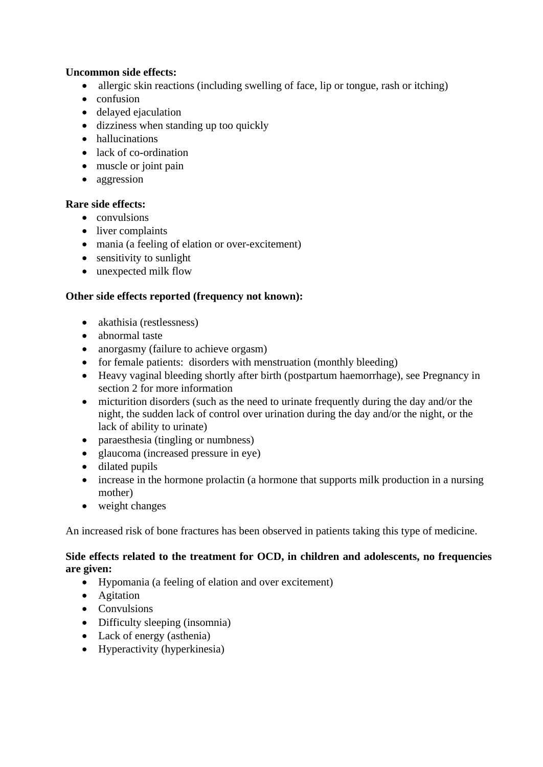**Uncommon side effects:**

- allergic skin reactions (including swelling of face, lip or tongue, rash or itching)
- confusion
- delayed ejaculation
- dizziness when standing up too quickly
- hallucinations
- lack of co-ordination
- muscle or joint pain
- aggression

**Rare side effects:**

- convulsions
- liver complaints
- mania (a feeling of elation or over-excitement)
- sensitivity to sunlight
- unexpected milk flow

**Other side effects reported (frequency not known):**

- akathisia (restlessness)
- abnormal taste
- anorgasmy (failure to achieve orgasm)
- for female patients: disorders with menstruation (monthly bleeding)
- Heavy vaginal bleeding shortly after birth (postpartum haemorrhage), see Pregnancy in section 2 for more information
- micturition disorders (such as the need to urinate frequently during the day and/or the night, the sudden lack of control over urination during the day and/or the night, or the lack of ability to urinate)
- paraesthesia (tingling or numbness)
- glaucoma (increased pressure in eye)
- dilated pupils
- increase in the hormone prolactin (a hormone that supports milk production in a nursing mother)
- weight changes

An increased risk of bone fractures has been observed in patients taking this type of medicine.

**Side effects related to the treatment for OCD, in children and adolescents, no frequencies are given:**

- Hypomania (a feeling of elation and over excitement)
- Agitation
- Convulsions
- Difficulty sleeping (insomnia)
- Lack of energy (asthenia)
- Hyperactivity (hyperkinesia)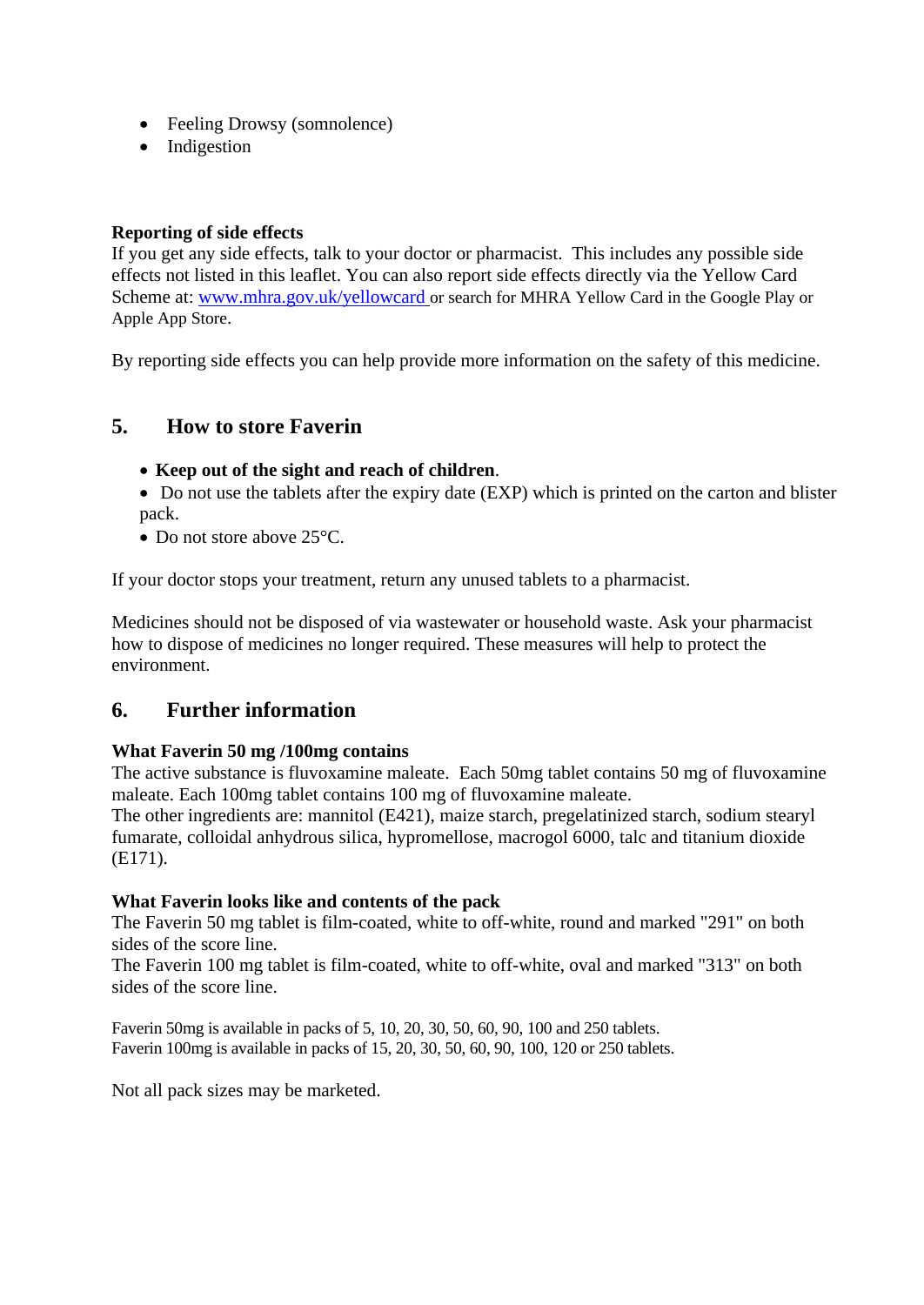- Feeling Drowsy (somnolence)
- Indigestion

**Reporting of side effects**
If you get any side effects, talk to your doctor or pharmacist. This includes any possible side effects not listed in this leaflet. You can also report side effects directly via the Yellow Card Scheme at: www.mhra.gov.uk/yellowcard or search for MHRA Yellow Card in the Google Play or Apple App Store.

By reporting side effects you can help provide more information on the safety of this medicine.

## 5. How to store Faverin

- **Keep out of the sight and reach of children**.
- Do not use the tablets after the expiry date (EXP) which is printed on the carton and blister pack.
- Do not store above 25°C.

If your doctor stops your treatment, return any unused tablets to a pharmacist.

Medicines should not be disposed of via wastewater or household waste. Ask your pharmacist how to dispose of medicines no longer required. These measures will help to protect the environment.

## 6. Further information

**What Faverin 50 mg /100mg contains**
The active substance is fluvoxamine maleate. Each 50mg tablet contains 50 mg of fluvoxamine maleate. Each 100mg tablet contains 100 mg of fluvoxamine maleate.
The other ingredients are: mannitol (E421), maize starch, pregelatinized starch, sodium stearyl fumarate, colloidal anhydrous silica, hypromellose, macrogol 6000, talc and titanium dioxide (E171).

**What Faverin looks like and contents of the pack**
The Faverin 50 mg tablet is film-coated, white to off-white, round and marked "291" on both sides of the score line.
The Faverin 100 mg tablet is film-coated, white to off-white, oval and marked "313" on both sides of the score line.

Faverin 50mg is available in packs of 5, 10, 20, 30, 50, 60, 90, 100 and 250 tablets.
Faverin 100mg is available in packs of 15, 20, 30, 50, 60, 90, 100, 120 or 250 tablets.

Not all pack sizes may be marketed.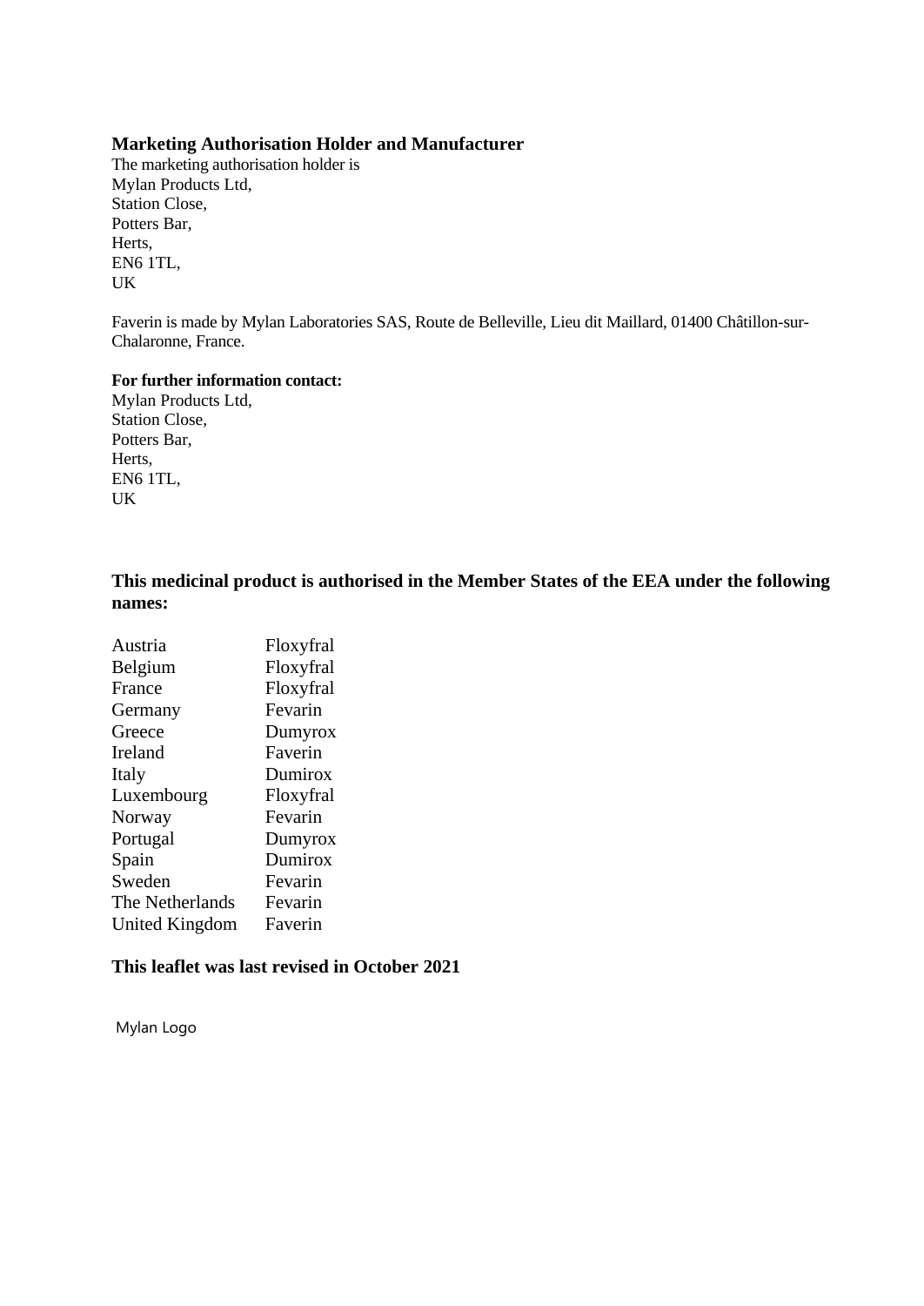### Marketing Authorisation Holder and Manufacturer

The marketing authorisation holder is
Mylan Products Ltd,
Station Close,
Potters Bar,
Herts,
EN6 1TL,
UK

Faverin is made by Mylan Laboratories SAS, Route de Belleville, Lieu dit Maillard, 01400 Châtillon-sur-Chalaronne, France.

**For further information contact:**
Mylan Products Ltd,
Station Close,
Potters Bar,
Herts,
EN6 1TL,
UK

### This medicinal product is authorised in the Member States of the EEA under the following names:

| | |
|---|---|
| Austria | Floxyfral |
| Belgium | Floxyfral |
| France | Floxyfral |
| Germany | Fevarin |
| Greece | Dumyrox |
| Ireland | Faverin |
| Italy | Dumirox |
| Luxembourg | Floxyfral |
| Norway | Fevarin |
| Portugal | Dumyrox |
| Spain | Dumirox |
| Sweden | Fevarin |
| The Netherlands | Fevarin |
| United Kingdom | Faverin |

### This leaflet was last revised in October 2021

Mylan Logo